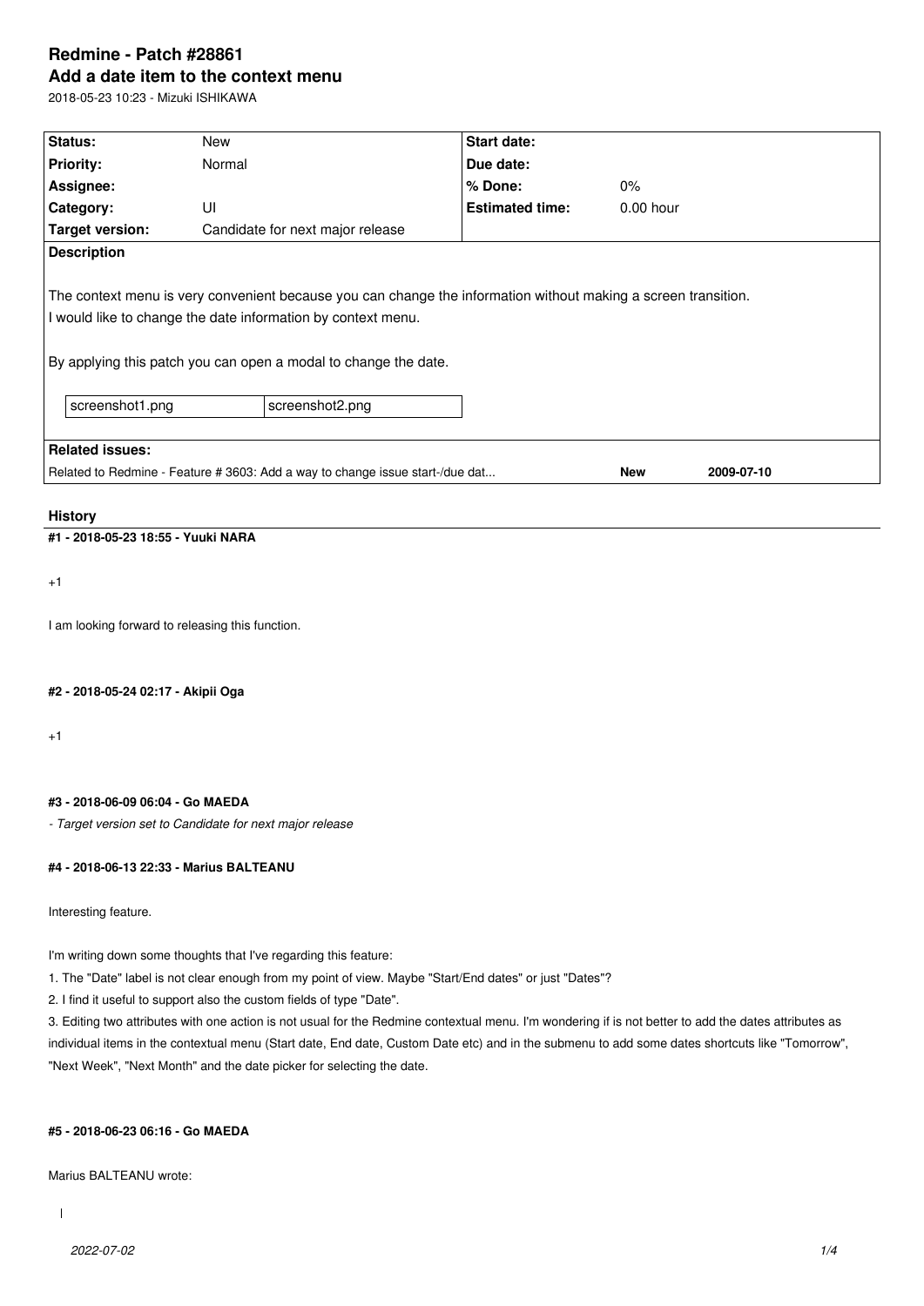# Redmine - Patch #28861

## Add a date item to the context menu

2018-05-23 10:23 - Mizuki ISHIKAWA

| Status: | New | Start date: | |
|---|---|---|---|
| Priority: | Normal | Due date: | |
| Assignee: | | % Done: | 0% |
| Category: | UI | Estimated time: | 0.00 hour |
| Target version: | Candidate for next major release | | |

**Description**

The context menu is very convenient because you can change the information without making a screen transition.
I would like to change the date information by context menu.

By applying this patch you can open a modal to change the date.

| screenshot1.png | screenshot2.png |
|---|---|

**Related issues:**

| Related to Redmine - Feature # 3603: Add a way to change issue start-/due dat... | New | 2009-07-10 |
|---|---|---|

### History

#### #1 - 2018-05-23 18:55 - Yuuki NARA

+1

I am looking forward to releasing this function.

#### #2 - 2018-05-24 02:17 - Akipii Oga

+1

#### #3 - 2018-06-09 06:04 - Go MAEDA

*- Target version set to Candidate for next major release*

#### #4 - 2018-06-13 22:33 - Marius BALTEANU

Interesting feature.

I'm writing down some thoughts that I've regarding this feature:

1. The "Date" label is not clear enough from my point of view. Maybe "Start/End dates" or just "Dates"?
2. I find it useful to support also the custom fields of type "Date".
3. Editing two attributes with one action is not usual for the Redmine contextual menu. I'm wondering if is not better to add the dates attributes as individual items in the contextual menu (Start date, End date, Custom Date etc) and in the submenu to add some dates shortcuts like "Tomorrow", "Next Week", "Next Month" and the date picker for selecting the date.

#### #5 - 2018-06-23 06:16 - Go MAEDA

Marius BALTEANU wrote: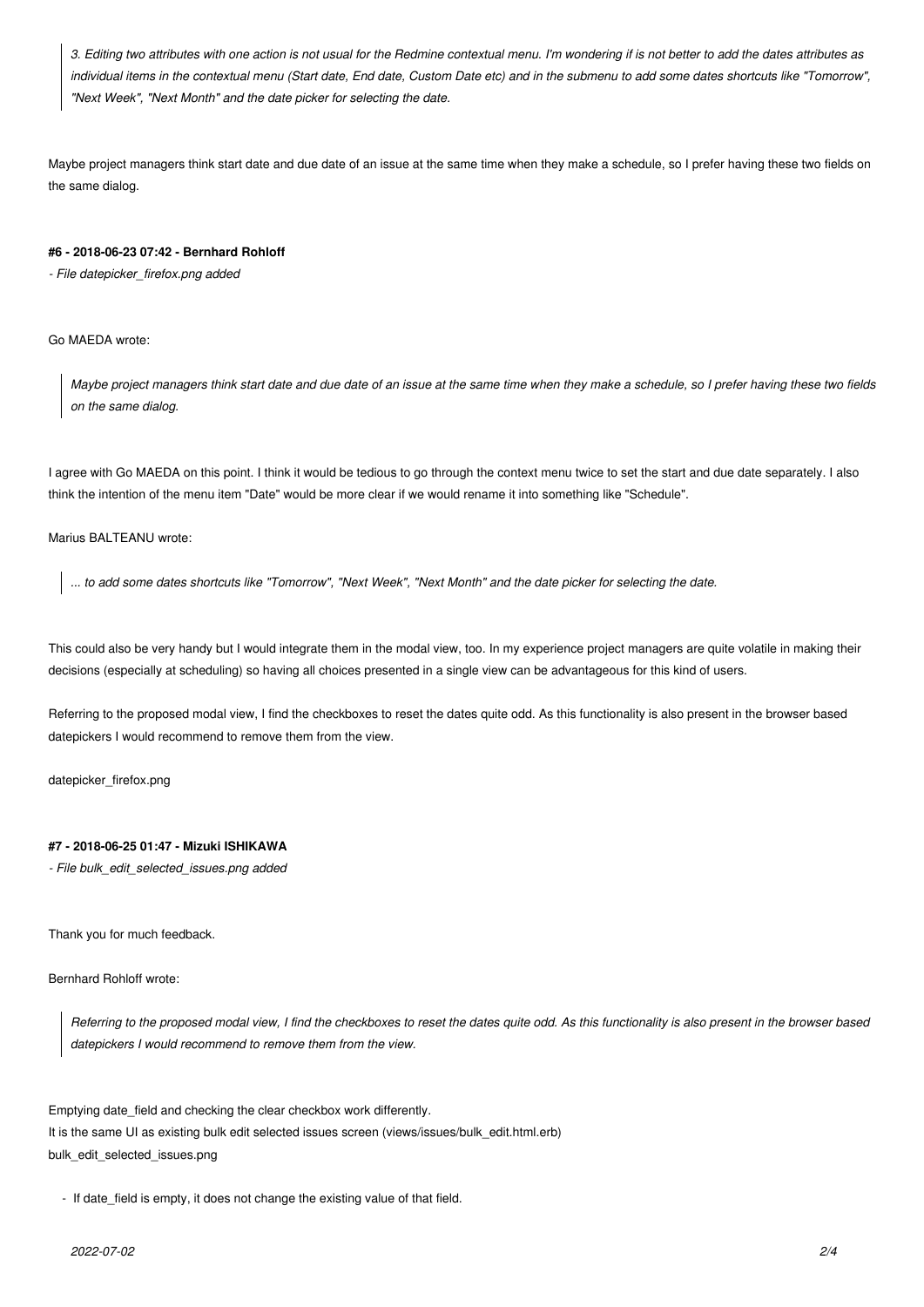> *3. Editing two attributes with one action is not usual for the Redmine contextual menu. I'm wondering if is not better to add the dates attributes as individual items in the contextual menu (Start date, End date, Custom Date etc) and in the submenu to add some dates shortcuts like "Tomorrow", "Next Week", "Next Month" and the date picker for selecting the date.*

Maybe project managers think start date and due date of an issue at the same time when they make a schedule, so I prefer having these two fields on the same dialog.

#### #6 - 2018-06-23 07:42 - Bernhard Rohloff

*- File datepicker_firefox.png added*

Go MAEDA wrote:

> *Maybe project managers think start date and due date of an issue at the same time when they make a schedule, so I prefer having these two fields on the same dialog.*

I agree with Go MAEDA on this point. I think it would be tedious to go through the context menu twice to set the start and due date separately. I also think the intention of the menu item "Date" would be more clear if we would rename it into something like "Schedule".

Marius BALTEANU wrote:

> *... to add some dates shortcuts like "Tomorrow", "Next Week", "Next Month" and the date picker for selecting the date.*

This could also be very handy but I would integrate them in the modal view, too. In my experience project managers are quite volatile in making their decisions (especially at scheduling) so having all choices presented in a single view can be advantageous for this kind of users.

Referring to the proposed modal view, I find the checkboxes to reset the dates quite odd. As this functionality is also present in the browser based datepickers I would recommend to remove them from the view.

datepicker_firefox.png

#### #7 - 2018-06-25 01:47 - Mizuki ISHIKAWA

*- File bulk_edit_selected_issues.png added*

Thank you for much feedback.

Bernhard Rohloff wrote:

> *Referring to the proposed modal view, I find the checkboxes to reset the dates quite odd. As this functionality is also present in the browser based datepickers I would recommend to remove them from the view.*

Emptying date_field and checking the clear checkbox work differently.
It is the same UI as existing bulk edit selected issues screen (views/issues/bulk_edit.html.erb)
bulk_edit_selected_issues.png

- If date_field is empty, it does not change the existing value of that field.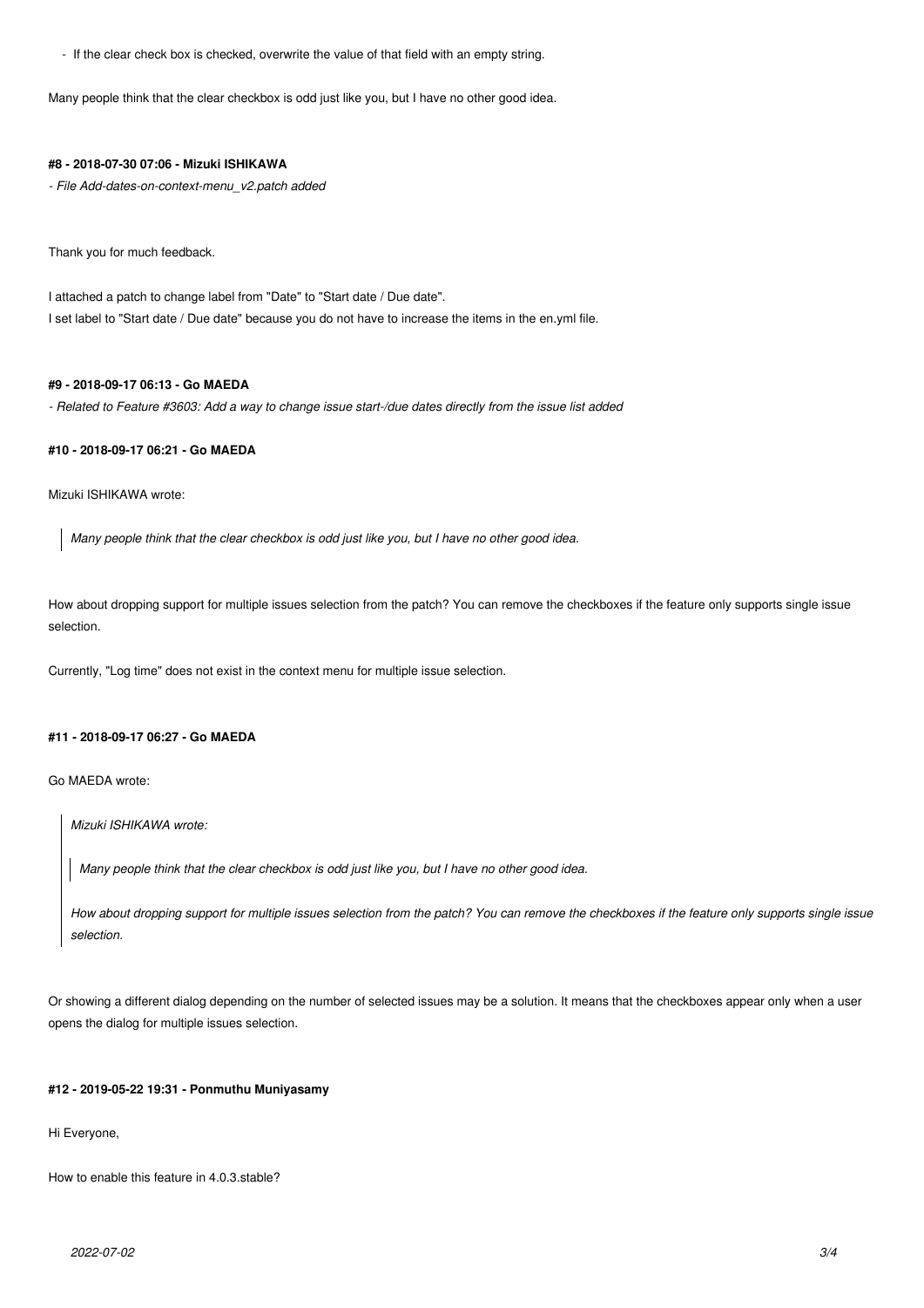- If the clear check box is checked, overwrite the value of that field with an empty string.

Many people think that the clear checkbox is odd just like you, but I have no other good idea.

#### #8 - 2018-07-30 07:06 - Mizuki ISHIKAWA

*- File Add-dates-on-context-menu_v2.patch added*

Thank you for much feedback.

I attached a patch to change label from "Date" to "Start date / Due date".
I set label to "Start date / Due date" because you do not have to increase the items in the en.yml file.

#### #9 - 2018-09-17 06:13 - Go MAEDA

*- Related to Feature #3603: Add a way to change issue start-/due dates directly from the issue list added*

#### #10 - 2018-09-17 06:21 - Go MAEDA

Mizuki ISHIKAWA wrote:

> *Many people think that the clear checkbox is odd just like you, but I have no other good idea.*

How about dropping support for multiple issues selection from the patch? You can remove the checkboxes if the feature only supports single issue selection.

Currently, "Log time" does not exist in the context menu for multiple issue selection.

#### #11 - 2018-09-17 06:27 - Go MAEDA

Go MAEDA wrote:

> *Mizuki ISHIKAWA wrote:*
>
> > *Many people think that the clear checkbox is odd just like you, but I have no other good idea.*
>
> *How about dropping support for multiple issues selection from the patch? You can remove the checkboxes if the feature only supports single issue selection.*

Or showing a different dialog depending on the number of selected issues may be a solution. It means that the checkboxes appear only when a user opens the dialog for multiple issues selection.

#### #12 - 2019-05-22 19:31 - Ponmuthu Muniyasamy

Hi Everyone,

How to enable this feature in 4.0.3.stable?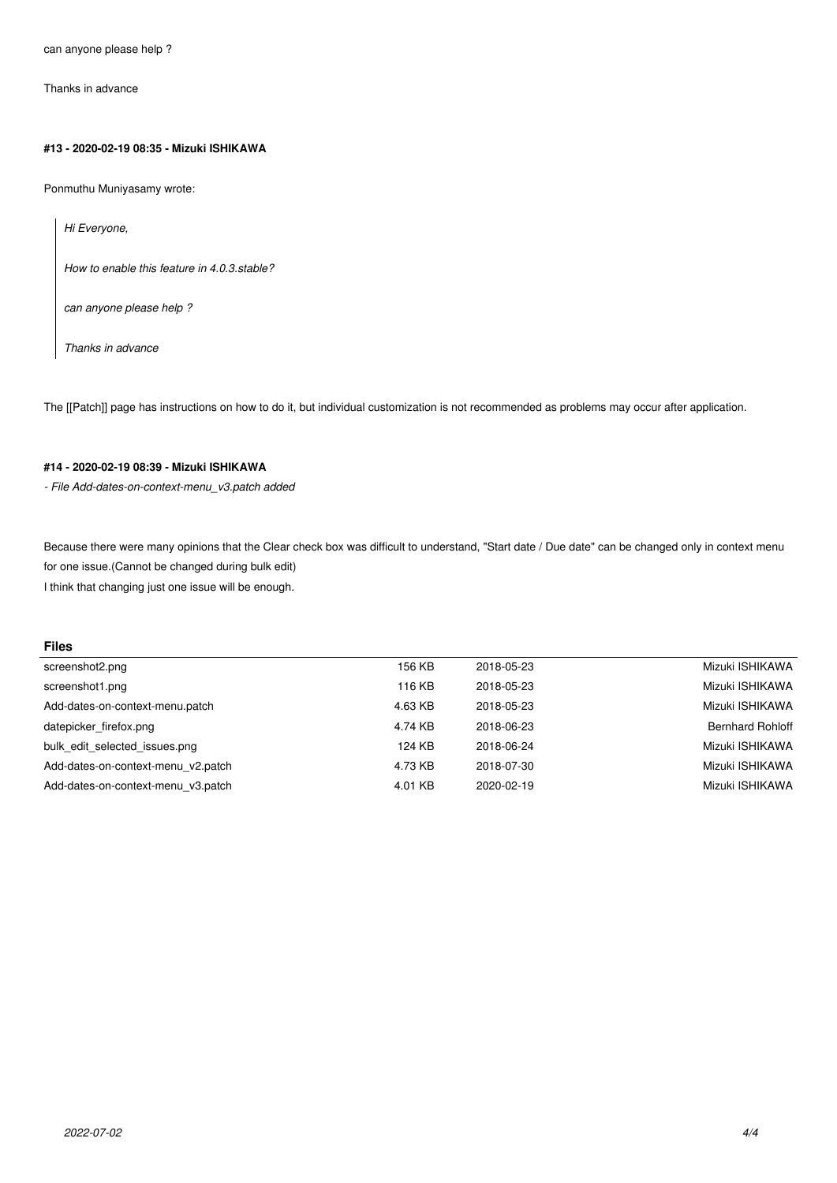can anyone please help ?

Thanks in advance

#### #13 - 2020-02-19 08:35 - Mizuki ISHIKAWA

Ponmuthu Muniyasamy wrote:

> *Hi Everyone,*
>
> *How to enable this feature in 4.0.3.stable?*
>
> *can anyone please help ?*
>
> *Thanks in advance*

The [[Patch]] page has instructions on how to do it, but individual customization is not recommended as problems may occur after application.

#### #14 - 2020-02-19 08:39 - Mizuki ISHIKAWA

*- File Add-dates-on-context-menu_v3.patch added*

Because there were many opinions that the Clear check box was difficult to understand, "Start date / Due date" can be changed only in context menu for one issue.(Cannot be changed during bulk edit)
I think that changing just one issue will be enough.

### Files

| | | | |
|---|---|---|---|
| screenshot2.png | 156 KB | 2018-05-23 | Mizuki ISHIKAWA |
| screenshot1.png | 116 KB | 2018-05-23 | Mizuki ISHIKAWA |
| Add-dates-on-context-menu.patch | 4.63 KB | 2018-05-23 | Mizuki ISHIKAWA |
| datepicker_firefox.png | 4.74 KB | 2018-06-23 | Bernhard Rohloff |
| bulk_edit_selected_issues.png | 124 KB | 2018-06-24 | Mizuki ISHIKAWA |
| Add-dates-on-context-menu_v2.patch | 4.73 KB | 2018-07-30 | Mizuki ISHIKAWA |
| Add-dates-on-context-menu_v3.patch | 4.01 KB | 2020-02-19 | Mizuki ISHIKAWA |